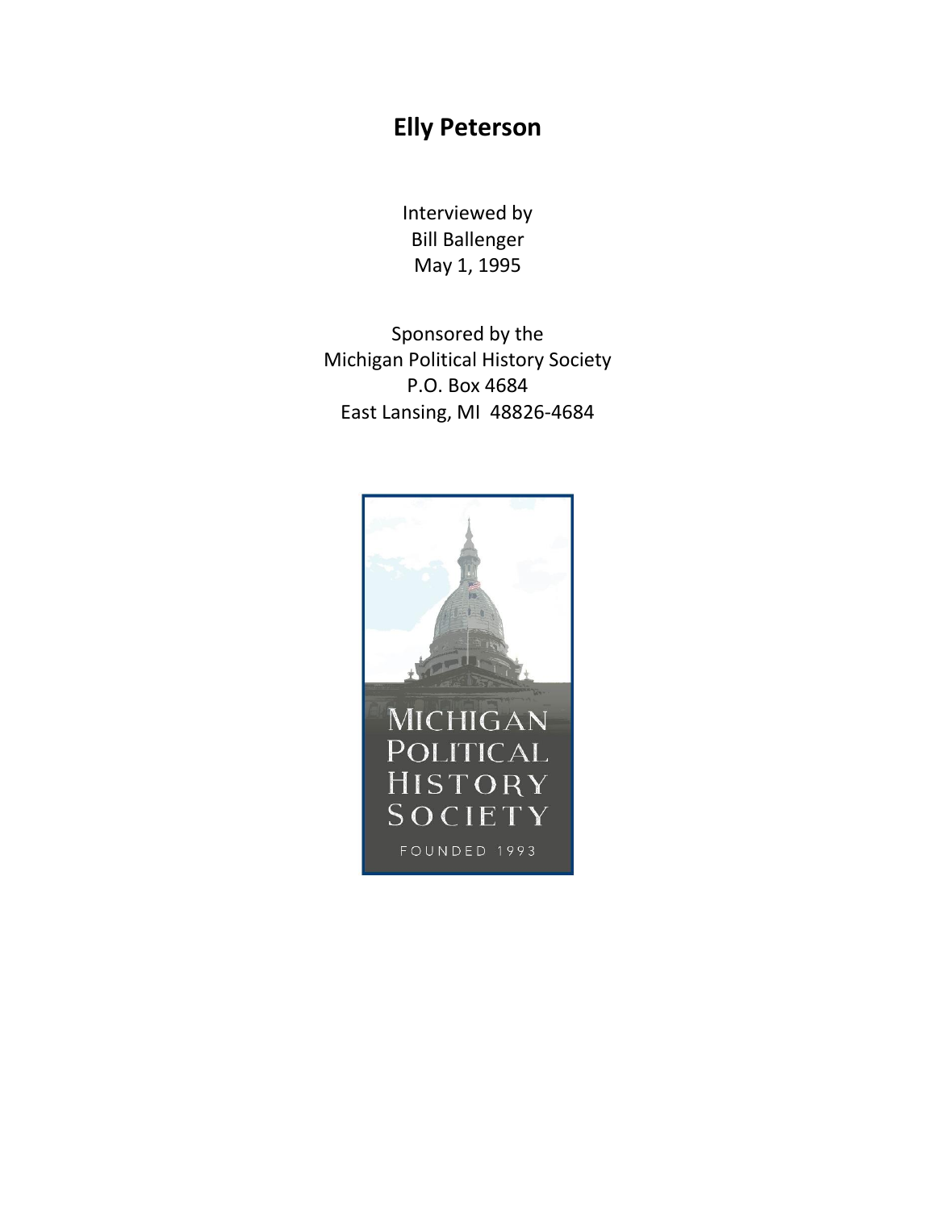# Elly Peterson

Interviewed by
Bill Ballenger
May 1, 1995

Sponsored by the
Michigan Political History Society
P.O. Box 4684
East Lansing, MI 48826-4684

MICHIGAN
POLITICAL
HISTORY
SOCIETY
FOUNDED 1993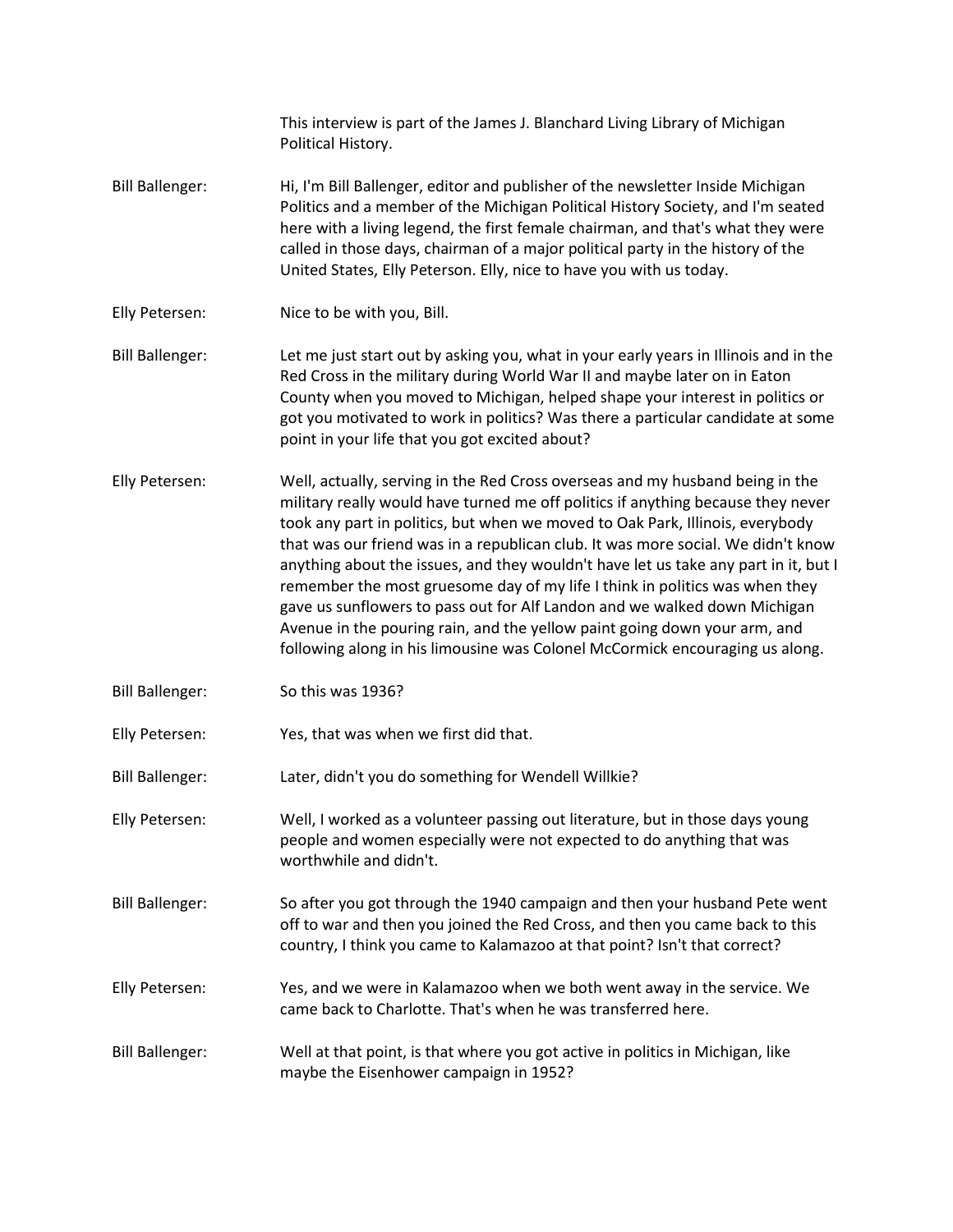This interview is part of the James J. Blanchard Living Library of Michigan Political History.

**Bill Ballenger:** Hi, I'm Bill Ballenger, editor and publisher of the newsletter Inside Michigan Politics and a member of the Michigan Political History Society, and I'm seated here with a living legend, the first female chairman, and that's what they were called in those days, chairman of a major political party in the history of the United States, Elly Peterson. Elly, nice to have you with us today.

**Elly Petersen:** Nice to be with you, Bill.

**Bill Ballenger:** Let me just start out by asking you, what in your early years in Illinois and in the Red Cross in the military during World War II and maybe later on in Eaton County when you moved to Michigan, helped shape your interest in politics or got you motivated to work in politics? Was there a particular candidate at some point in your life that you got excited about?

**Elly Petersen:** Well, actually, serving in the Red Cross overseas and my husband being in the military really would have turned me off politics if anything because they never took any part in politics, but when we moved to Oak Park, Illinois, everybody that was our friend was in a republican club. It was more social. We didn't know anything about the issues, and they wouldn't have let us take any part in it, but I remember the most gruesome day of my life I think in politics was when they gave us sunflowers to pass out for Alf Landon and we walked down Michigan Avenue in the pouring rain, and the yellow paint going down your arm, and following along in his limousine was Colonel McCormick encouraging us along.

**Bill Ballenger:** So this was 1936?

**Elly Petersen:** Yes, that was when we first did that.

**Bill Ballenger:** Later, didn't you do something for Wendell Willkie?

**Elly Petersen:** Well, I worked as a volunteer passing out literature, but in those days young people and women especially were not expected to do anything that was worthwhile and didn't.

**Bill Ballenger:** So after you got through the 1940 campaign and then your husband Pete went off to war and then you joined the Red Cross, and then you came back to this country, I think you came to Kalamazoo at that point? Isn't that correct?

**Elly Petersen:** Yes, and we were in Kalamazoo when we both went away in the service. We came back to Charlotte. That's when he was transferred here.

**Bill Ballenger:** Well at that point, is that where you got active in politics in Michigan, like maybe the Eisenhower campaign in 1952?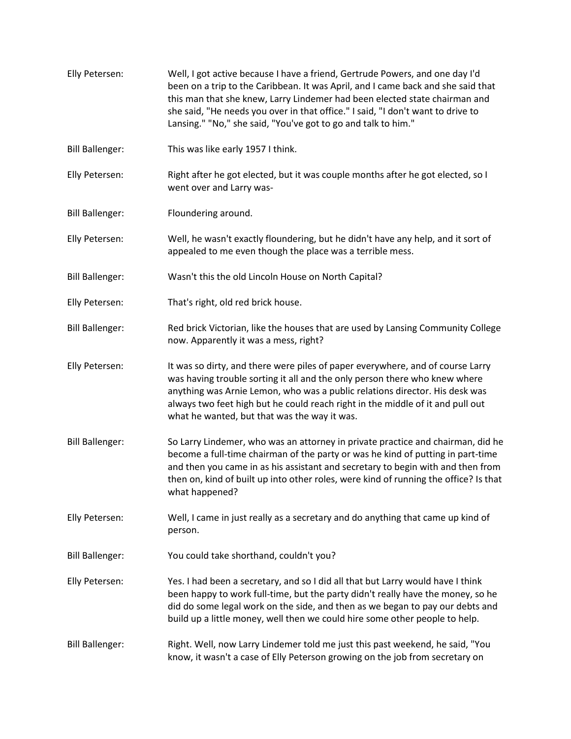Elly Petersen: Well, I got active because I have a friend, Gertrude Powers, and one day I'd been on a trip to the Caribbean. It was April, and I came back and she said that this man that she knew, Larry Lindemer had been elected state chairman and she said, "He needs you over in that office." I said, "I don't want to drive to Lansing." "No," she said, "You've got to go and talk to him."

Bill Ballenger: This was like early 1957 I think.

Elly Petersen: Right after he got elected, but it was couple months after he got elected, so I went over and Larry was-

Bill Ballenger: Floundering around.

Elly Petersen: Well, he wasn't exactly floundering, but he didn't have any help, and it sort of appealed to me even though the place was a terrible mess.

Bill Ballenger: Wasn't this the old Lincoln House on North Capital?

Elly Petersen: That's right, old red brick house.

Bill Ballenger: Red brick Victorian, like the houses that are used by Lansing Community College now. Apparently it was a mess, right?

Elly Petersen: It was so dirty, and there were piles of paper everywhere, and of course Larry was having trouble sorting it all and the only person there who knew where anything was Arnie Lemon, who was a public relations director. His desk was always two feet high but he could reach right in the middle of it and pull out what he wanted, but that was the way it was.

Bill Ballenger: So Larry Lindemer, who was an attorney in private practice and chairman, did he become a full-time chairman of the party or was he kind of putting in part-time and then you came in as his assistant and secretary to begin with and then from then on, kind of built up into other roles, were kind of running the office? Is that what happened?

Elly Petersen: Well, I came in just really as a secretary and do anything that came up kind of person.

Bill Ballenger: You could take shorthand, couldn't you?

Elly Petersen: Yes. I had been a secretary, and so I did all that but Larry would have I think been happy to work full-time, but the party didn't really have the money, so he did do some legal work on the side, and then as we began to pay our debts and build up a little money, well then we could hire some other people to help.

Bill Ballenger: Right. Well, now Larry Lindemer told me just this past weekend, he said, "You know, it wasn't a case of Elly Peterson growing on the job from secretary on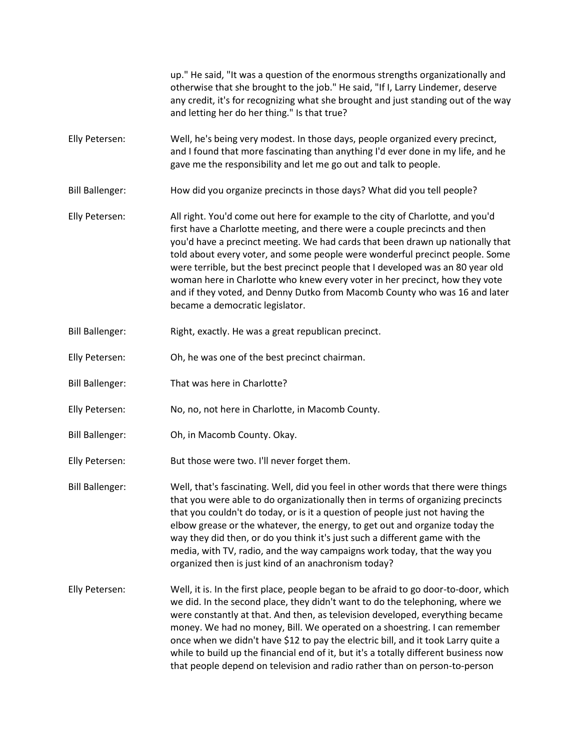up." He said, "It was a question of the enormous strengths organizationally and otherwise that she brought to the job." He said, "If I, Larry Lindemer, deserve any credit, it's for recognizing what she brought and just standing out of the way and letting her do her thing." Is that true?

**Elly Petersen:** Well, he's being very modest. In those days, people organized every precinct, and I found that more fascinating than anything I'd ever done in my life, and he gave me the responsibility and let me go out and talk to people.

**Bill Ballenger:** How did you organize precincts in those days? What did you tell people?

**Elly Petersen:** All right. You'd come out here for example to the city of Charlotte, and you'd first have a Charlotte meeting, and there were a couple precincts and then you'd have a precinct meeting. We had cards that been drawn up nationally that told about every voter, and some people were wonderful precinct people. Some were terrible, but the best precinct people that I developed was an 80 year old woman here in Charlotte who knew every voter in her precinct, how they vote and if they voted, and Denny Dutko from Macomb County who was 16 and later became a democratic legislator.

**Bill Ballenger:** Right, exactly. He was a great republican precinct.

**Elly Petersen:** Oh, he was one of the best precinct chairman.

**Bill Ballenger:** That was here in Charlotte?

**Elly Petersen:** No, no, not here in Charlotte, in Macomb County.

**Bill Ballenger:** Oh, in Macomb County. Okay.

**Elly Petersen:** But those were two. I'll never forget them.

**Bill Ballenger:** Well, that's fascinating. Well, did you feel in other words that there were things that you were able to do organizationally then in terms of organizing precincts that you couldn't do today, or is it a question of people just not having the elbow grease or the whatever, the energy, to get out and organize today the way they did then, or do you think it's just such a different game with the media, with TV, radio, and the way campaigns work today, that the way you organized then is just kind of an anachronism today?

**Elly Petersen:** Well, it is. In the first place, people began to be afraid to go door-to-door, which we did. In the second place, they didn't want to do the telephoning, where we were constantly at that. And then, as television developed, everything became money. We had no money, Bill. We operated on a shoestring. I can remember once when we didn't have $12 to pay the electric bill, and it took Larry quite a while to build up the financial end of it, but it's a totally different business now that people depend on television and radio rather than on person-to-person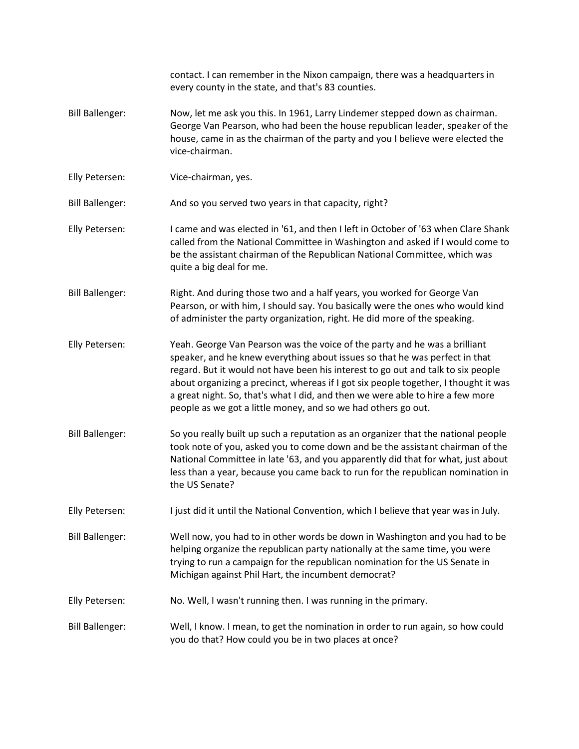contact. I can remember in the Nixon campaign, there was a headquarters in every county in the state, and that's 83 counties.

**Bill Ballenger:** Now, let me ask you this. In 1961, Larry Lindemer stepped down as chairman. George Van Pearson, who had been the house republican leader, speaker of the house, came in as the chairman of the party and you I believe were elected the vice-chairman.

**Elly Petersen:** Vice-chairman, yes.

**Bill Ballenger:** And so you served two years in that capacity, right?

**Elly Petersen:** I came and was elected in '61, and then I left in October of '63 when Clare Shank called from the National Committee in Washington and asked if I would come to be the assistant chairman of the Republican National Committee, which was quite a big deal for me.

**Bill Ballenger:** Right. And during those two and a half years, you worked for George Van Pearson, or with him, I should say. You basically were the ones who would kind of administer the party organization, right. He did more of the speaking.

**Elly Petersen:** Yeah. George Van Pearson was the voice of the party and he was a brilliant speaker, and he knew everything about issues so that he was perfect in that regard. But it would not have been his interest to go out and talk to six people about organizing a precinct, whereas if I got six people together, I thought it was a great night. So, that's what I did, and then we were able to hire a few more people as we got a little money, and so we had others go out.

**Bill Ballenger:** So you really built up such a reputation as an organizer that the national people took note of you, asked you to come down and be the assistant chairman of the National Committee in late '63, and you apparently did that for what, just about less than a year, because you came back to run for the republican nomination in the US Senate?

**Elly Petersen:** I just did it until the National Convention, which I believe that year was in July.

**Bill Ballenger:** Well now, you had to in other words be down in Washington and you had to be helping organize the republican party nationally at the same time, you were trying to run a campaign for the republican nomination for the US Senate in Michigan against Phil Hart, the incumbent democrat?

**Elly Petersen:** No. Well, I wasn't running then. I was running in the primary.

**Bill Ballenger:** Well, I know. I mean, to get the nomination in order to run again, so how could you do that? How could you be in two places at once?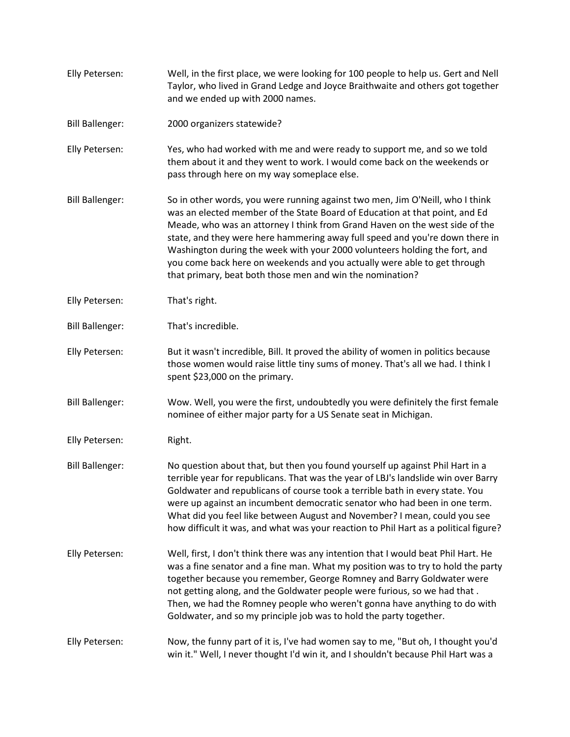Elly Petersen: Well, in the first place, we were looking for 100 people to help us. Gert and Nell Taylor, who lived in Grand Ledge and Joyce Braithwaite and others got together and we ended up with 2000 names.

Bill Ballenger: 2000 organizers statewide?

Elly Petersen: Yes, who had worked with me and were ready to support me, and so we told them about it and they went to work. I would come back on the weekends or pass through here on my way someplace else.

Bill Ballenger: So in other words, you were running against two men, Jim O'Neill, who I think was an elected member of the State Board of Education at that point, and Ed Meade, who was an attorney I think from Grand Haven on the west side of the state, and they were here hammering away full speed and you're down there in Washington during the week with your 2000 volunteers holding the fort, and you come back here on weekends and you actually were able to get through that primary, beat both those men and win the nomination?

Elly Petersen: That's right.

Bill Ballenger: That's incredible.

Elly Petersen: But it wasn't incredible, Bill. It proved the ability of women in politics because those women would raise little tiny sums of money. That's all we had. I think I spent $23,000 on the primary.

Bill Ballenger: Wow. Well, you were the first, undoubtedly you were definitely the first female nominee of either major party for a US Senate seat in Michigan.

Elly Petersen: Right.

Bill Ballenger: No question about that, but then you found yourself up against Phil Hart in a terrible year for republicans. That was the year of LBJ's landslide win over Barry Goldwater and republicans of course took a terrible bath in every state. You were up against an incumbent democratic senator who had been in one term. What did you feel like between August and November? I mean, could you see how difficult it was, and what was your reaction to Phil Hart as a political figure?

Elly Petersen: Well, first, I don't think there was any intention that I would beat Phil Hart. He was a fine senator and a fine man. What my position was to try to hold the party together because you remember, George Romney and Barry Goldwater were not getting along, and the Goldwater people were furious, so we had that . Then, we had the Romney people who weren't gonna have anything to do with Goldwater, and so my principle job was to hold the party together.

Elly Petersen: Now, the funny part of it is, I've had women say to me, "But oh, I thought you'd win it." Well, I never thought I'd win it, and I shouldn't because Phil Hart was a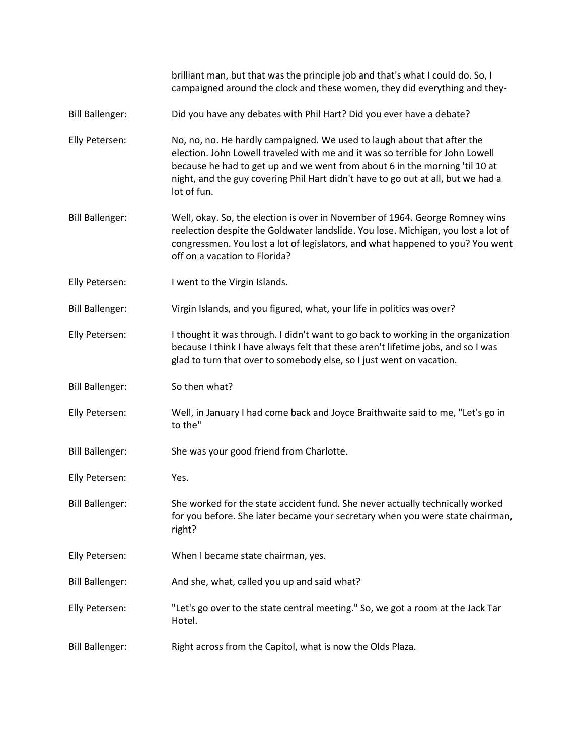brilliant man, but that was the principle job and that's what I could do. So, I campaigned around the clock and these women, they did everything and they-

**Bill Ballenger:** Did you have any debates with Phil Hart? Did you ever have a debate?

**Elly Petersen:** No, no, no. He hardly campaigned. We used to laugh about that after the election. John Lowell traveled with me and it was so terrible for John Lowell because he had to get up and we went from about 6 in the morning 'til 10 at night, and the guy covering Phil Hart didn't have to go out at all, but we had a lot of fun.

**Bill Ballenger:** Well, okay. So, the election is over in November of 1964. George Romney wins reelection despite the Goldwater landslide. You lose. Michigan, you lost a lot of congressmen. You lost a lot of legislators, and what happened to you? You went off on a vacation to Florida?

**Elly Petersen:** I went to the Virgin Islands.

**Bill Ballenger:** Virgin Islands, and you figured, what, your life in politics was over?

**Elly Petersen:** I thought it was through. I didn't want to go back to working in the organization because I think I have always felt that these aren't lifetime jobs, and so I was glad to turn that over to somebody else, so I just went on vacation.

**Bill Ballenger:** So then what?

**Elly Petersen:** Well, in January I had come back and Joyce Braithwaite said to me, "Let's go in to the"

**Bill Ballenger:** She was your good friend from Charlotte.

**Elly Petersen:** Yes.

**Bill Ballenger:** She worked for the state accident fund. She never actually technically worked for you before. She later became your secretary when you were state chairman, right?

**Elly Petersen:** When I became state chairman, yes.

**Bill Ballenger:** And she, what, called you up and said what?

**Elly Petersen:** "Let's go over to the state central meeting." So, we got a room at the Jack Tar Hotel.

**Bill Ballenger:** Right across from the Capitol, what is now the Olds Plaza.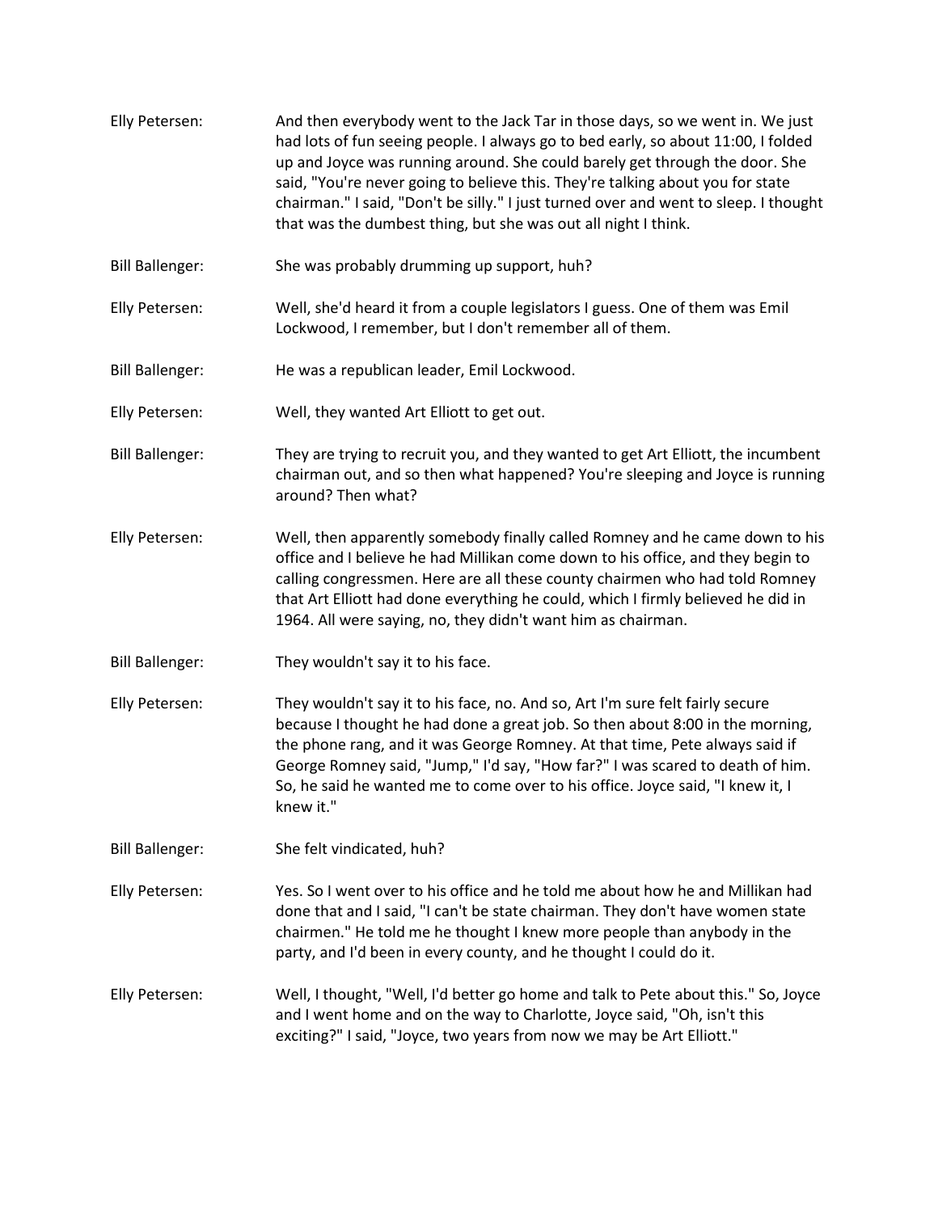Elly Petersen: And then everybody went to the Jack Tar in those days, so we went in. We just had lots of fun seeing people. I always go to bed early, so about 11:00, I folded up and Joyce was running around. She could barely get through the door. She said, "You're never going to believe this. They're talking about you for state chairman." I said, "Don't be silly." I just turned over and went to sleep. I thought that was the dumbest thing, but she was out all night I think.

Bill Ballenger: She was probably drumming up support, huh?

Elly Petersen: Well, she'd heard it from a couple legislators I guess. One of them was Emil Lockwood, I remember, but I don't remember all of them.

Bill Ballenger: He was a republican leader, Emil Lockwood.

Elly Petersen: Well, they wanted Art Elliott to get out.

Bill Ballenger: They are trying to recruit you, and they wanted to get Art Elliott, the incumbent chairman out, and so then what happened? You're sleeping and Joyce is running around? Then what?

Elly Petersen: Well, then apparently somebody finally called Romney and he came down to his office and I believe he had Millikan come down to his office, and they begin to calling congressmen. Here are all these county chairmen who had told Romney that Art Elliott had done everything he could, which I firmly believed he did in 1964. All were saying, no, they didn't want him as chairman.

Bill Ballenger: They wouldn't say it to his face.

Elly Petersen: They wouldn't say it to his face, no. And so, Art I'm sure felt fairly secure because I thought he had done a great job. So then about 8:00 in the morning, the phone rang, and it was George Romney. At that time, Pete always said if George Romney said, "Jump," I'd say, "How far?" I was scared to death of him. So, he said he wanted me to come over to his office. Joyce said, "I knew it, I knew it."

Bill Ballenger: She felt vindicated, huh?

Elly Petersen: Yes. So I went over to his office and he told me about how he and Millikan had done that and I said, "I can't be state chairman. They don't have women state chairmen." He told me he thought I knew more people than anybody in the party, and I'd been in every county, and he thought I could do it.

Elly Petersen: Well, I thought, "Well, I'd better go home and talk to Pete about this." So, Joyce and I went home and on the way to Charlotte, Joyce said, "Oh, isn't this exciting?" I said, "Joyce, two years from now we may be Art Elliott."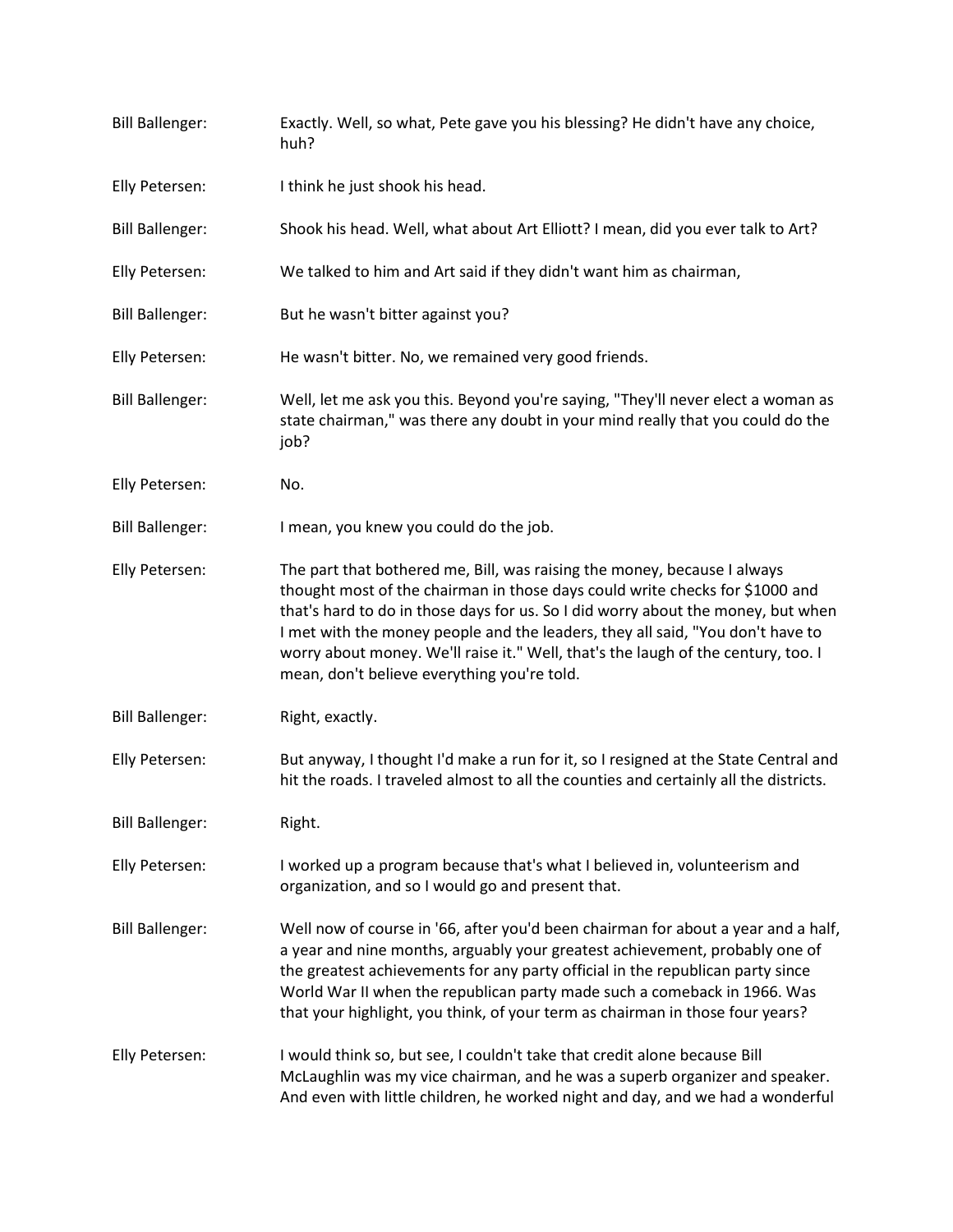Bill Ballenger: Exactly. Well, so what, Pete gave you his blessing? He didn't have any choice, huh?

Elly Petersen: I think he just shook his head.

Bill Ballenger: Shook his head. Well, what about Art Elliott? I mean, did you ever talk to Art?

Elly Petersen: We talked to him and Art said if they didn't want him as chairman,

Bill Ballenger: But he wasn't bitter against you?

Elly Petersen: He wasn't bitter. No, we remained very good friends.

Bill Ballenger: Well, let me ask you this. Beyond you're saying, "They'll never elect a woman as state chairman," was there any doubt in your mind really that you could do the job?

Elly Petersen: No.

Bill Ballenger: I mean, you knew you could do the job.

Elly Petersen: The part that bothered me, Bill, was raising the money, because I always thought most of the chairman in those days could write checks for $1000 and that's hard to do in those days for us. So I did worry about the money, but when I met with the money people and the leaders, they all said, "You don't have to worry about money. We'll raise it." Well, that's the laugh of the century, too. I mean, don't believe everything you're told.

Bill Ballenger: Right, exactly.

Elly Petersen: But anyway, I thought I'd make a run for it, so I resigned at the State Central and hit the roads. I traveled almost to all the counties and certainly all the districts.

Bill Ballenger: Right.

Elly Petersen: I worked up a program because that's what I believed in, volunteerism and organization, and so I would go and present that.

Bill Ballenger: Well now of course in '66, after you'd been chairman for about a year and a half, a year and nine months, arguably your greatest achievement, probably one of the greatest achievements for any party official in the republican party since World War II when the republican party made such a comeback in 1966. Was that your highlight, you think, of your term as chairman in those four years?

Elly Petersen: I would think so, but see, I couldn't take that credit alone because Bill McLaughlin was my vice chairman, and he was a superb organizer and speaker. And even with little children, he worked night and day, and we had a wonderful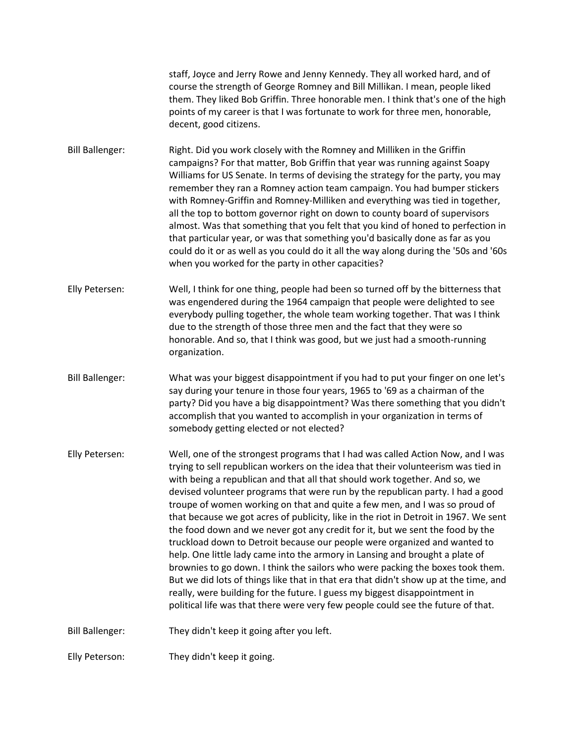staff, Joyce and Jerry Rowe and Jenny Kennedy. They all worked hard, and of course the strength of George Romney and Bill Millikan. I mean, people liked them. They liked Bob Griffin. Three honorable men. I think that's one of the high points of my career is that I was fortunate to work for three men, honorable, decent, good citizens.

Bill Ballenger: Right. Did you work closely with the Romney and Milliken in the Griffin campaigns? For that matter, Bob Griffin that year was running against Soapy Williams for US Senate. In terms of devising the strategy for the party, you may remember they ran a Romney action team campaign. You had bumper stickers with Romney-Griffin and Romney-Milliken and everything was tied in together, all the top to bottom governor right on down to county board of supervisors almost. Was that something that you felt that you kind of honed to perfection in that particular year, or was that something you'd basically done as far as you could do it or as well as you could do it all the way along during the '50s and '60s when you worked for the party in other capacities?

Elly Petersen: Well, I think for one thing, people had been so turned off by the bitterness that was engendered during the 1964 campaign that people were delighted to see everybody pulling together, the whole team working together. That was I think due to the strength of those three men and the fact that they were so honorable. And so, that I think was good, but we just had a smooth-running organization.

Bill Ballenger: What was your biggest disappointment if you had to put your finger on one let's say during your tenure in those four years, 1965 to '69 as a chairman of the party? Did you have a big disappointment? Was there something that you didn't accomplish that you wanted to accomplish in your organization in terms of somebody getting elected or not elected?

Elly Petersen: Well, one of the strongest programs that I had was called Action Now, and I was trying to sell republican workers on the idea that their volunteerism was tied in with being a republican and that all that should work together. And so, we devised volunteer programs that were run by the republican party. I had a good troupe of women working on that and quite a few men, and I was so proud of that because we got acres of publicity, like in the riot in Detroit in 1967. We sent the food down and we never got any credit for it, but we sent the food by the truckload down to Detroit because our people were organized and wanted to help. One little lady came into the armory in Lansing and brought a plate of brownies to go down. I think the sailors who were packing the boxes took them. But we did lots of things like that in that era that didn't show up at the time, and really, were building for the future. I guess my biggest disappointment in political life was that there were very few people could see the future of that.

Bill Ballenger: They didn't keep it going after you left.

Elly Peterson: They didn't keep it going.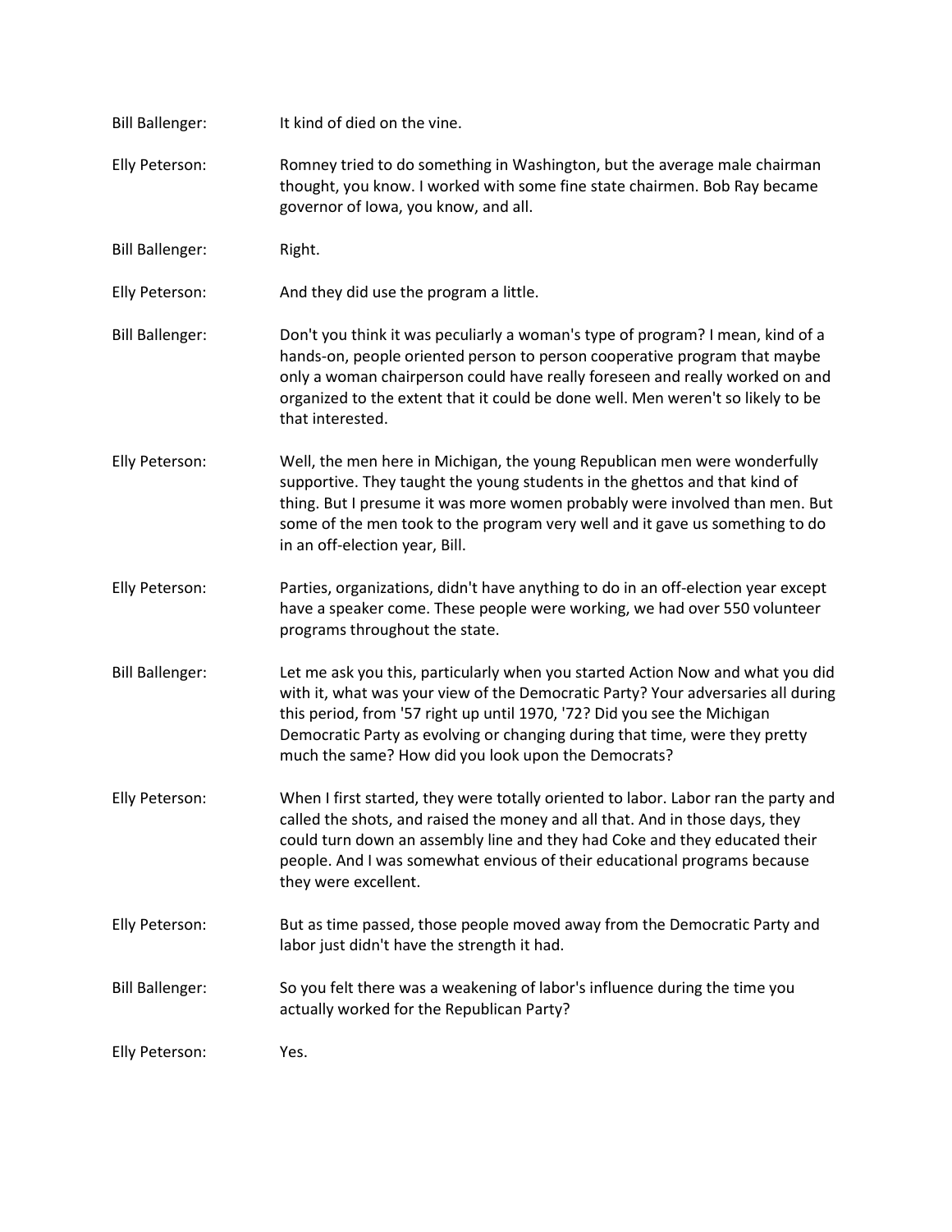**Bill Ballenger:** It kind of died on the vine.

**Elly Peterson:** Romney tried to do something in Washington, but the average male chairman thought, you know. I worked with some fine state chairmen. Bob Ray became governor of Iowa, you know, and all.

**Bill Ballenger:** Right.

**Elly Peterson:** And they did use the program a little.

**Bill Ballenger:** Don't you think it was peculiarly a woman's type of program? I mean, kind of a hands-on, people oriented person to person cooperative program that maybe only a woman chairperson could have really foreseen and really worked on and organized to the extent that it could be done well. Men weren't so likely to be that interested.

**Elly Peterson:** Well, the men here in Michigan, the young Republican men were wonderfully supportive. They taught the young students in the ghettos and that kind of thing. But I presume it was more women probably were involved than men. But some of the men took to the program very well and it gave us something to do in an off-election year, Bill.

**Elly Peterson:** Parties, organizations, didn't have anything to do in an off-election year except have a speaker come. These people were working, we had over 550 volunteer programs throughout the state.

**Bill Ballenger:** Let me ask you this, particularly when you started Action Now and what you did with it, what was your view of the Democratic Party? Your adversaries all during this period, from '57 right up until 1970, '72? Did you see the Michigan Democratic Party as evolving or changing during that time, were they pretty much the same? How did you look upon the Democrats?

**Elly Peterson:** When I first started, they were totally oriented to labor. Labor ran the party and called the shots, and raised the money and all that. And in those days, they could turn down an assembly line and they had Coke and they educated their people. And I was somewhat envious of their educational programs because they were excellent.

**Elly Peterson:** But as time passed, those people moved away from the Democratic Party and labor just didn't have the strength it had.

**Bill Ballenger:** So you felt there was a weakening of labor's influence during the time you actually worked for the Republican Party?

**Elly Peterson:** Yes.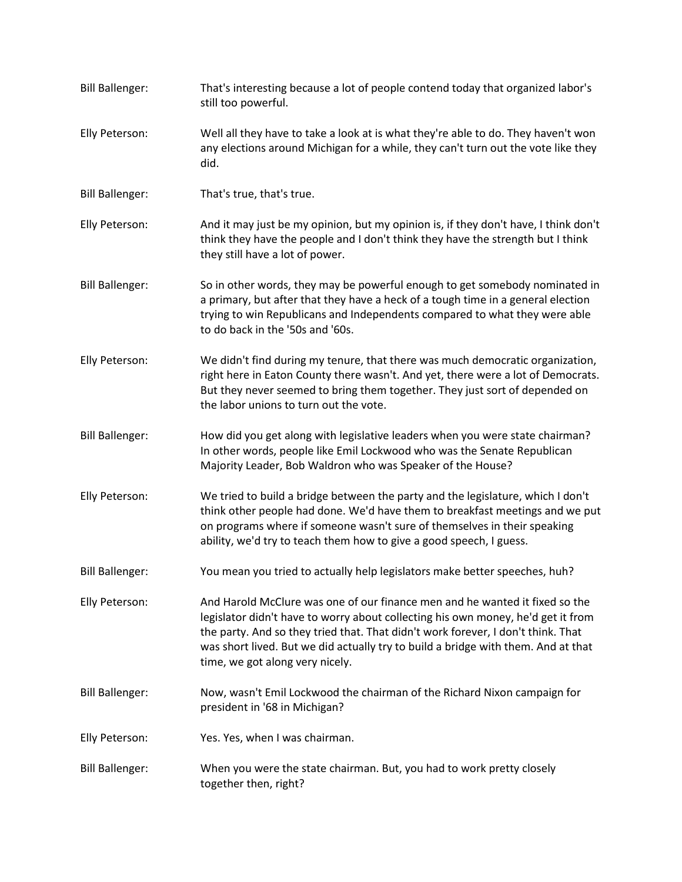Bill Ballenger: That's interesting because a lot of people contend today that organized labor's still too powerful.

Elly Peterson: Well all they have to take a look at is what they're able to do. They haven't won any elections around Michigan for a while, they can't turn out the vote like they did.

Bill Ballenger: That's true, that's true.

Elly Peterson: And it may just be my opinion, but my opinion is, if they don't have, I think don't think they have the people and I don't think they have the strength but I think they still have a lot of power.

Bill Ballenger: So in other words, they may be powerful enough to get somebody nominated in a primary, but after that they have a heck of a tough time in a general election trying to win Republicans and Independents compared to what they were able to do back in the '50s and '60s.

Elly Peterson: We didn't find during my tenure, that there was much democratic organization, right here in Eaton County there wasn't. And yet, there were a lot of Democrats. But they never seemed to bring them together. They just sort of depended on the labor unions to turn out the vote.

Bill Ballenger: How did you get along with legislative leaders when you were state chairman? In other words, people like Emil Lockwood who was the Senate Republican Majority Leader, Bob Waldron who was Speaker of the House?

Elly Peterson: We tried to build a bridge between the party and the legislature, which I don't think other people had done. We'd have them to breakfast meetings and we put on programs where if someone wasn't sure of themselves in their speaking ability, we'd try to teach them how to give a good speech, I guess.

Bill Ballenger: You mean you tried to actually help legislators make better speeches, huh?

Elly Peterson: And Harold McClure was one of our finance men and he wanted it fixed so the legislator didn't have to worry about collecting his own money, he'd get it from the party. And so they tried that. That didn't work forever, I don't think. That was short lived. But we did actually try to build a bridge with them. And at that time, we got along very nicely.

Bill Ballenger: Now, wasn't Emil Lockwood the chairman of the Richard Nixon campaign for president in '68 in Michigan?

Elly Peterson: Yes. Yes, when I was chairman.

Bill Ballenger: When you were the state chairman. But, you had to work pretty closely together then, right?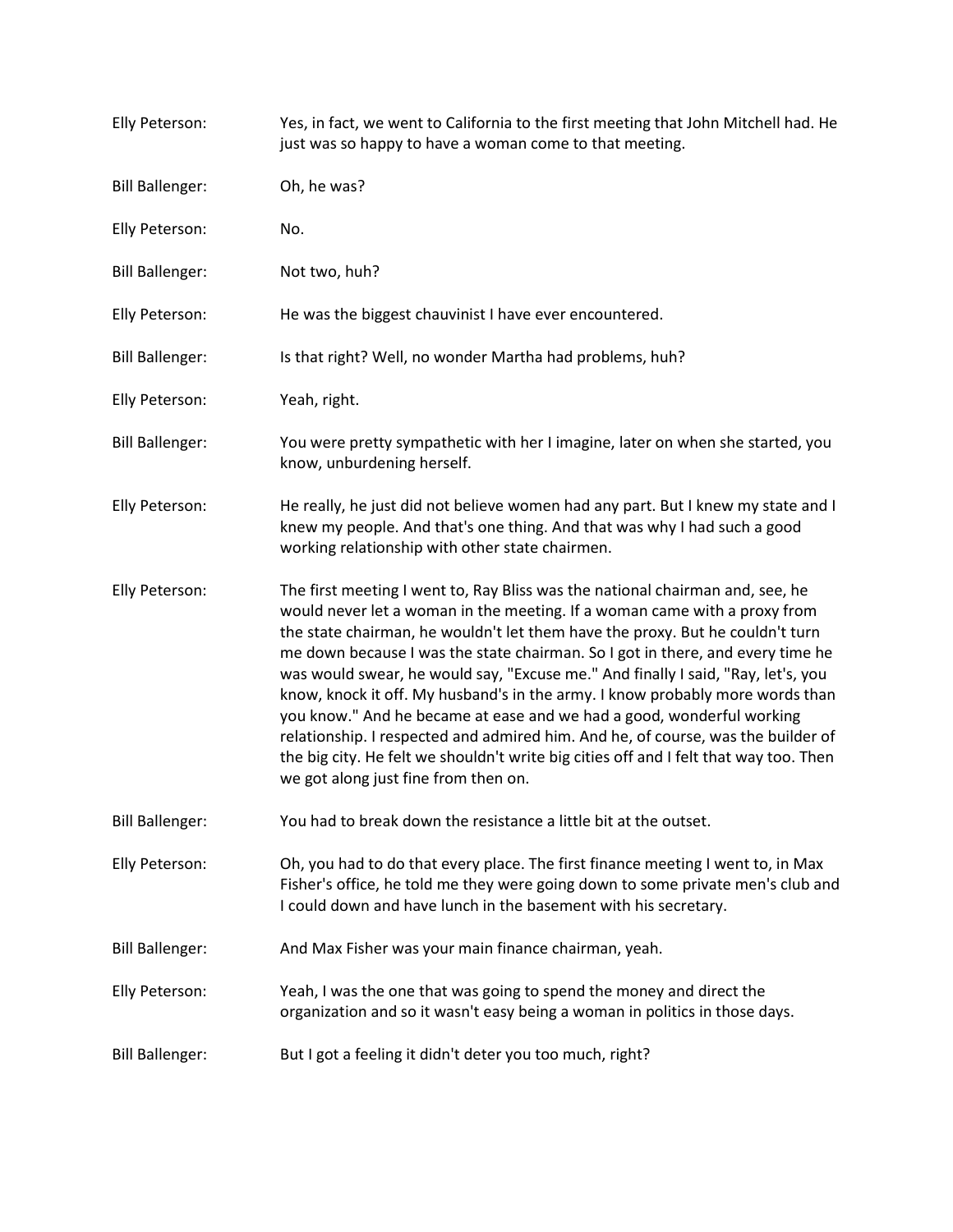Elly Peterson: Yes, in fact, we went to California to the first meeting that John Mitchell had. He just was so happy to have a woman come to that meeting.

Bill Ballenger: Oh, he was?

Elly Peterson: No.

Bill Ballenger: Not two, huh?

Elly Peterson: He was the biggest chauvinist I have ever encountered.

Bill Ballenger: Is that right? Well, no wonder Martha had problems, huh?

Elly Peterson: Yeah, right.

Bill Ballenger: You were pretty sympathetic with her I imagine, later on when she started, you know, unburdening herself.

Elly Peterson: He really, he just did not believe women had any part. But I knew my state and I knew my people. And that's one thing. And that was why I had such a good working relationship with other state chairmen.

Elly Peterson: The first meeting I went to, Ray Bliss was the national chairman and, see, he would never let a woman in the meeting. If a woman came with a proxy from the state chairman, he wouldn't let them have the proxy. But he couldn't turn me down because I was the state chairman. So I got in there, and every time he was would swear, he would say, "Excuse me." And finally I said, "Ray, let's, you know, knock it off. My husband's in the army. I know probably more words than you know." And he became at ease and we had a good, wonderful working relationship. I respected and admired him. And he, of course, was the builder of the big city. He felt we shouldn't write big cities off and I felt that way too. Then we got along just fine from then on.

Bill Ballenger: You had to break down the resistance a little bit at the outset.

Elly Peterson: Oh, you had to do that every place. The first finance meeting I went to, in Max Fisher's office, he told me they were going down to some private men's club and I could down and have lunch in the basement with his secretary.

Bill Ballenger: And Max Fisher was your main finance chairman, yeah.

Elly Peterson: Yeah, I was the one that was going to spend the money and direct the organization and so it wasn't easy being a woman in politics in those days.

Bill Ballenger: But I got a feeling it didn't deter you too much, right?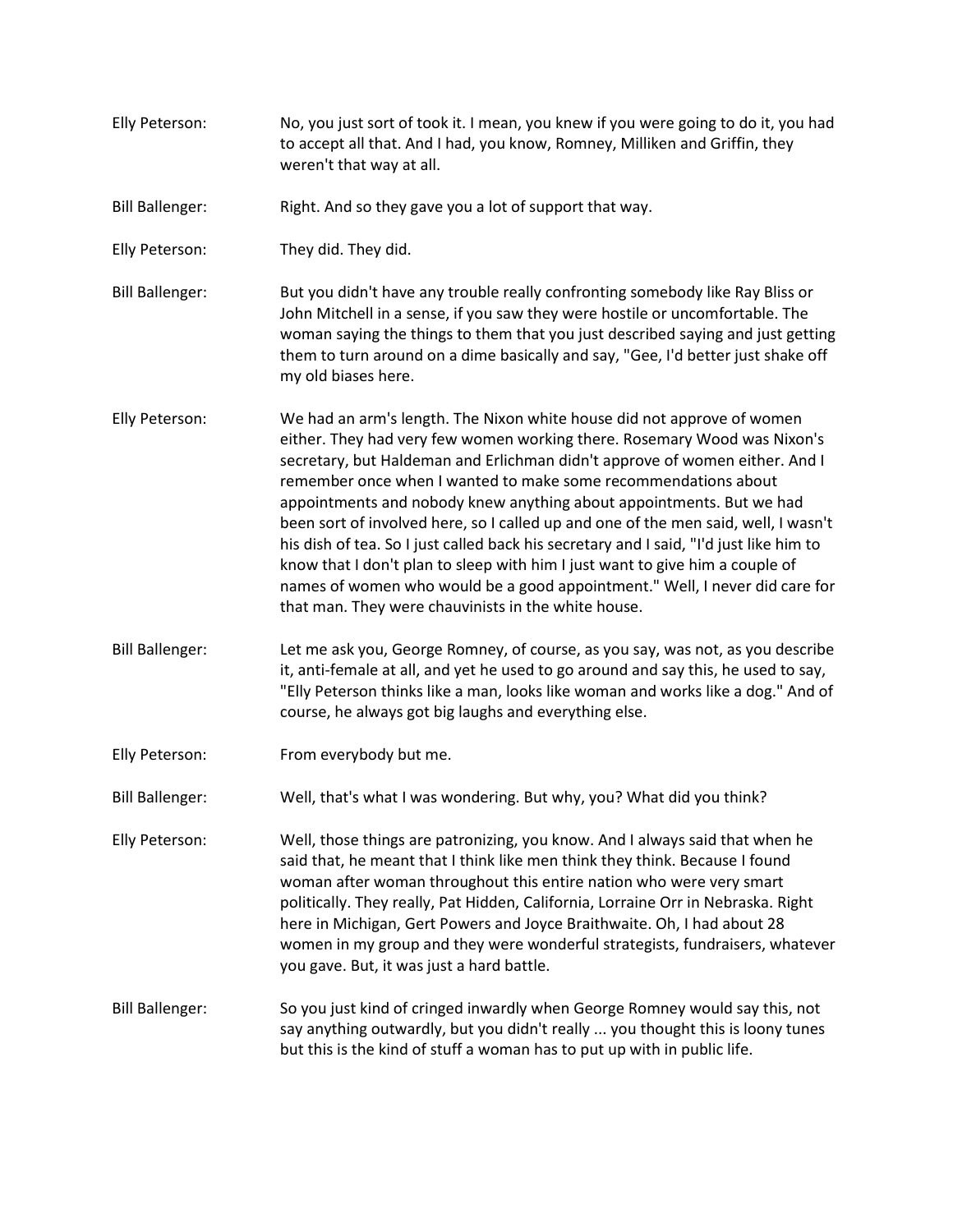Elly Peterson: No, you just sort of took it. I mean, you knew if you were going to do it, you had to accept all that. And I had, you know, Romney, Milliken and Griffin, they weren't that way at all.

Bill Ballenger: Right. And so they gave you a lot of support that way.

Elly Peterson: They did. They did.

Bill Ballenger: But you didn't have any trouble really confronting somebody like Ray Bliss or John Mitchell in a sense, if you saw they were hostile or uncomfortable. The woman saying the things to them that you just described saying and just getting them to turn around on a dime basically and say, "Gee, I'd better just shake off my old biases here.

Elly Peterson: We had an arm's length. The Nixon white house did not approve of women either. They had very few women working there. Rosemary Wood was Nixon's secretary, but Haldeman and Erlichman didn't approve of women either. And I remember once when I wanted to make some recommendations about appointments and nobody knew anything about appointments. But we had been sort of involved here, so I called up and one of the men said, well, I wasn't his dish of tea. So I just called back his secretary and I said, "I'd just like him to know that I don't plan to sleep with him I just want to give him a couple of names of women who would be a good appointment." Well, I never did care for that man. They were chauvinists in the white house.

Bill Ballenger: Let me ask you, George Romney, of course, as you say, was not, as you describe it, anti-female at all, and yet he used to go around and say this, he used to say, "Elly Peterson thinks like a man, looks like woman and works like a dog." And of course, he always got big laughs and everything else.

Elly Peterson: From everybody but me.

Bill Ballenger: Well, that's what I was wondering. But why, you? What did you think?

Elly Peterson: Well, those things are patronizing, you know. And I always said that when he said that, he meant that I think like men think they think. Because I found woman after woman throughout this entire nation who were very smart politically. They really, Pat Hidden, California, Lorraine Orr in Nebraska. Right here in Michigan, Gert Powers and Joyce Braithwaite. Oh, I had about 28 women in my group and they were wonderful strategists, fundraisers, whatever you gave. But, it was just a hard battle.

Bill Ballenger: So you just kind of cringed inwardly when George Romney would say this, not say anything outwardly, but you didn't really ... you thought this is loony tunes but this is the kind of stuff a woman has to put up with in public life.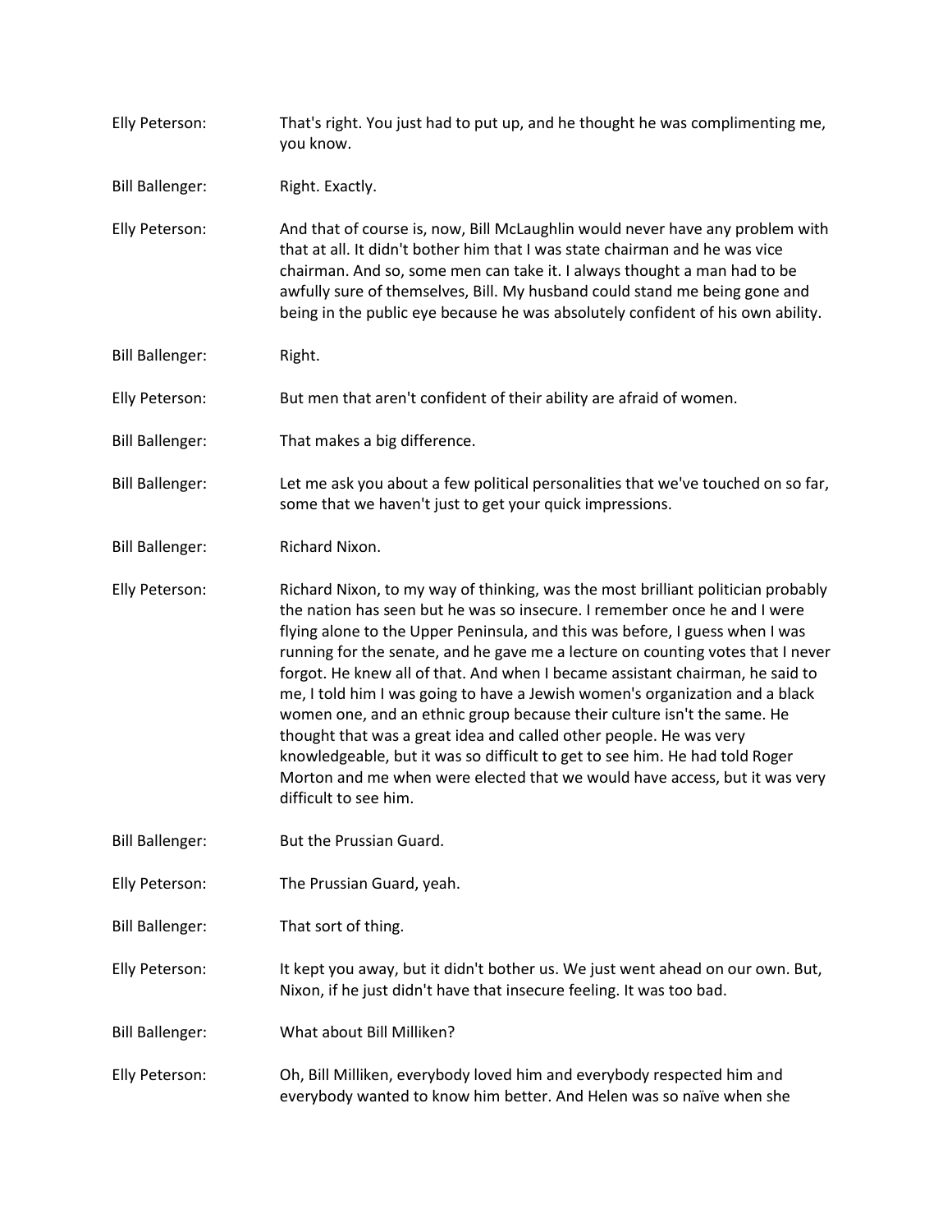Elly Peterson: That's right. You just had to put up, and he thought he was complimenting me, you know.

Bill Ballenger: Right. Exactly.

Elly Peterson: And that of course is, now, Bill McLaughlin would never have any problem with that at all. It didn't bother him that I was state chairman and he was vice chairman. And so, some men can take it. I always thought a man had to be awfully sure of themselves, Bill. My husband could stand me being gone and being in the public eye because he was absolutely confident of his own ability.

Bill Ballenger: Right.

Elly Peterson: But men that aren't confident of their ability are afraid of women.

Bill Ballenger: That makes a big difference.

Bill Ballenger: Let me ask you about a few political personalities that we've touched on so far, some that we haven't just to get your quick impressions.

Bill Ballenger: Richard Nixon.

Elly Peterson: Richard Nixon, to my way of thinking, was the most brilliant politician probably the nation has seen but he was so insecure. I remember once he and I were flying alone to the Upper Peninsula, and this was before, I guess when I was running for the senate, and he gave me a lecture on counting votes that I never forgot. He knew all of that. And when I became assistant chairman, he said to me, I told him I was going to have a Jewish women's organization and a black women one, and an ethnic group because their culture isn't the same. He thought that was a great idea and called other people. He was very knowledgeable, but it was so difficult to get to see him. He had told Roger Morton and me when were elected that we would have access, but it was very difficult to see him.

Bill Ballenger: But the Prussian Guard.

Elly Peterson: The Prussian Guard, yeah.

Bill Ballenger: That sort of thing.

Elly Peterson: It kept you away, but it didn't bother us. We just went ahead on our own. But, Nixon, if he just didn't have that insecure feeling. It was too bad.

Bill Ballenger: What about Bill Milliken?

Elly Peterson: Oh, Bill Milliken, everybody loved him and everybody respected him and everybody wanted to know him better. And Helen was so naïve when she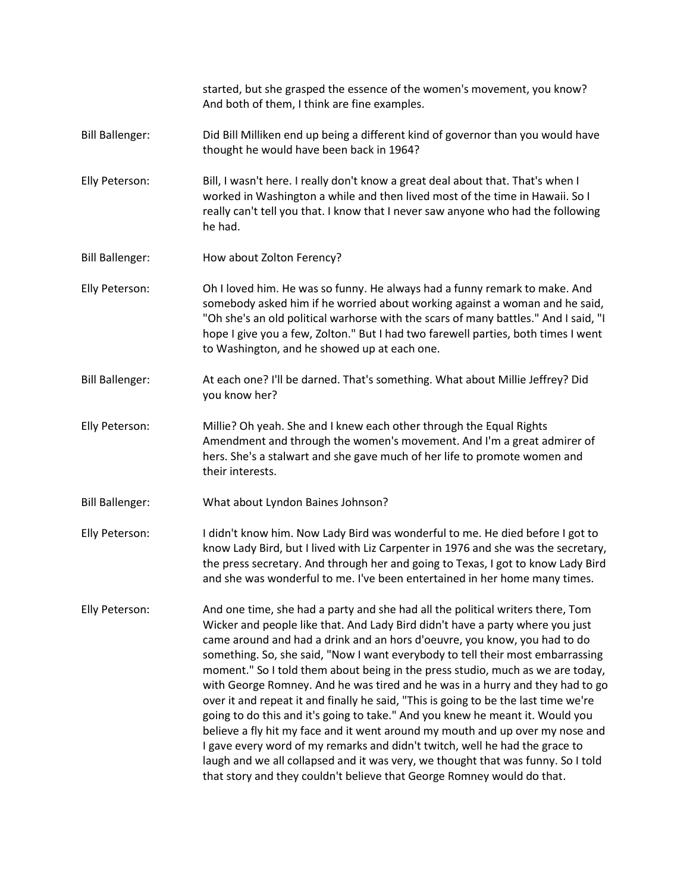started, but she grasped the essence of the women's movement, you know? And both of them, I think are fine examples.

**Bill Ballenger:** Did Bill Milliken end up being a different kind of governor than you would have thought he would have been back in 1964?

**Elly Peterson:** Bill, I wasn't here. I really don't know a great deal about that. That's when I worked in Washington a while and then lived most of the time in Hawaii. So I really can't tell you that. I know that I never saw anyone who had the following he had.

**Bill Ballenger:** How about Zolton Ferency?

**Elly Peterson:** Oh I loved him. He was so funny. He always had a funny remark to make. And somebody asked him if he worried about working against a woman and he said, "Oh she's an old political warhorse with the scars of many battles." And I said, "I hope I give you a few, Zolton." But I had two farewell parties, both times I went to Washington, and he showed up at each one.

**Bill Ballenger:** At each one? I'll be darned. That's something. What about Millie Jeffrey? Did you know her?

**Elly Peterson:** Millie? Oh yeah. She and I knew each other through the Equal Rights Amendment and through the women's movement. And I'm a great admirer of hers. She's a stalwart and she gave much of her life to promote women and their interests.

**Bill Ballenger:** What about Lyndon Baines Johnson?

**Elly Peterson:** I didn't know him. Now Lady Bird was wonderful to me. He died before I got to know Lady Bird, but I lived with Liz Carpenter in 1976 and she was the secretary, the press secretary. And through her and going to Texas, I got to know Lady Bird and she was wonderful to me. I've been entertained in her home many times.

**Elly Peterson:** And one time, she had a party and she had all the political writers there, Tom Wicker and people like that. And Lady Bird didn't have a party where you just came around and had a drink and an hors d'oeuvre, you know, you had to do something. So, she said, "Now I want everybody to tell their most embarrassing moment." So I told them about being in the press studio, much as we are today, with George Romney. And he was tired and he was in a hurry and they had to go over it and repeat it and finally he said, "This is going to be the last time we're going to do this and it's going to take." And you knew he meant it. Would you believe a fly hit my face and it went around my mouth and up over my nose and I gave every word of my remarks and didn't twitch, well he had the grace to laugh and we all collapsed and it was very, we thought that was funny. So I told that story and they couldn't believe that George Romney would do that.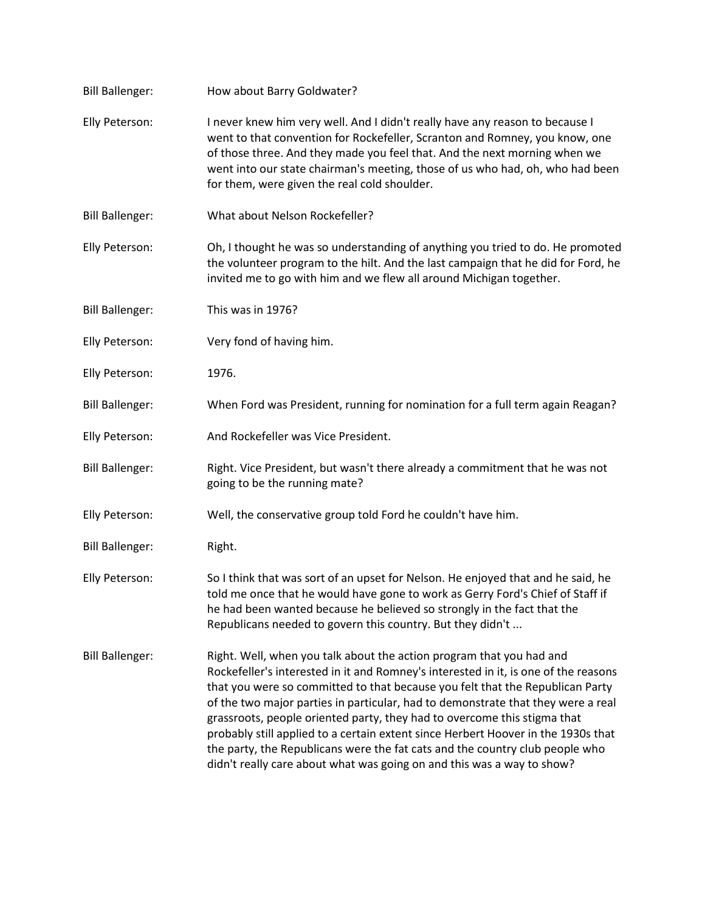**Bill Ballenger:** How about Barry Goldwater?

**Elly Peterson:** I never knew him very well. And I didn't really have any reason to because I went to that convention for Rockefeller, Scranton and Romney, you know, one of those three. And they made you feel that. And the next morning when we went into our state chairman's meeting, those of us who had, oh, who had been for them, were given the real cold shoulder.

**Bill Ballenger:** What about Nelson Rockefeller?

**Elly Peterson:** Oh, I thought he was so understanding of anything you tried to do. He promoted the volunteer program to the hilt. And the last campaign that he did for Ford, he invited me to go with him and we flew all around Michigan together.

**Bill Ballenger:** This was in 1976?

**Elly Peterson:** Very fond of having him.

**Elly Peterson:** 1976.

**Bill Ballenger:** When Ford was President, running for nomination for a full term again Reagan?

**Elly Peterson:** And Rockefeller was Vice President.

**Bill Ballenger:** Right. Vice President, but wasn't there already a commitment that he was not going to be the running mate?

**Elly Peterson:** Well, the conservative group told Ford he couldn't have him.

**Bill Ballenger:** Right.

**Elly Peterson:** So I think that was sort of an upset for Nelson. He enjoyed that and he said, he told me once that he would have gone to work as Gerry Ford's Chief of Staff if he had been wanted because he believed so strongly in the fact that the Republicans needed to govern this country. But they didn't ...

**Bill Ballenger:** Right. Well, when you talk about the action program that you had and Rockefeller's interested in it and Romney's interested in it, is one of the reasons that you were so committed to that because you felt that the Republican Party of the two major parties in particular, had to demonstrate that they were a real grassroots, people oriented party, they had to overcome this stigma that probably still applied to a certain extent since Herbert Hoover in the 1930s that the party, the Republicans were the fat cats and the country club people who didn't really care about what was going on and this was a way to show?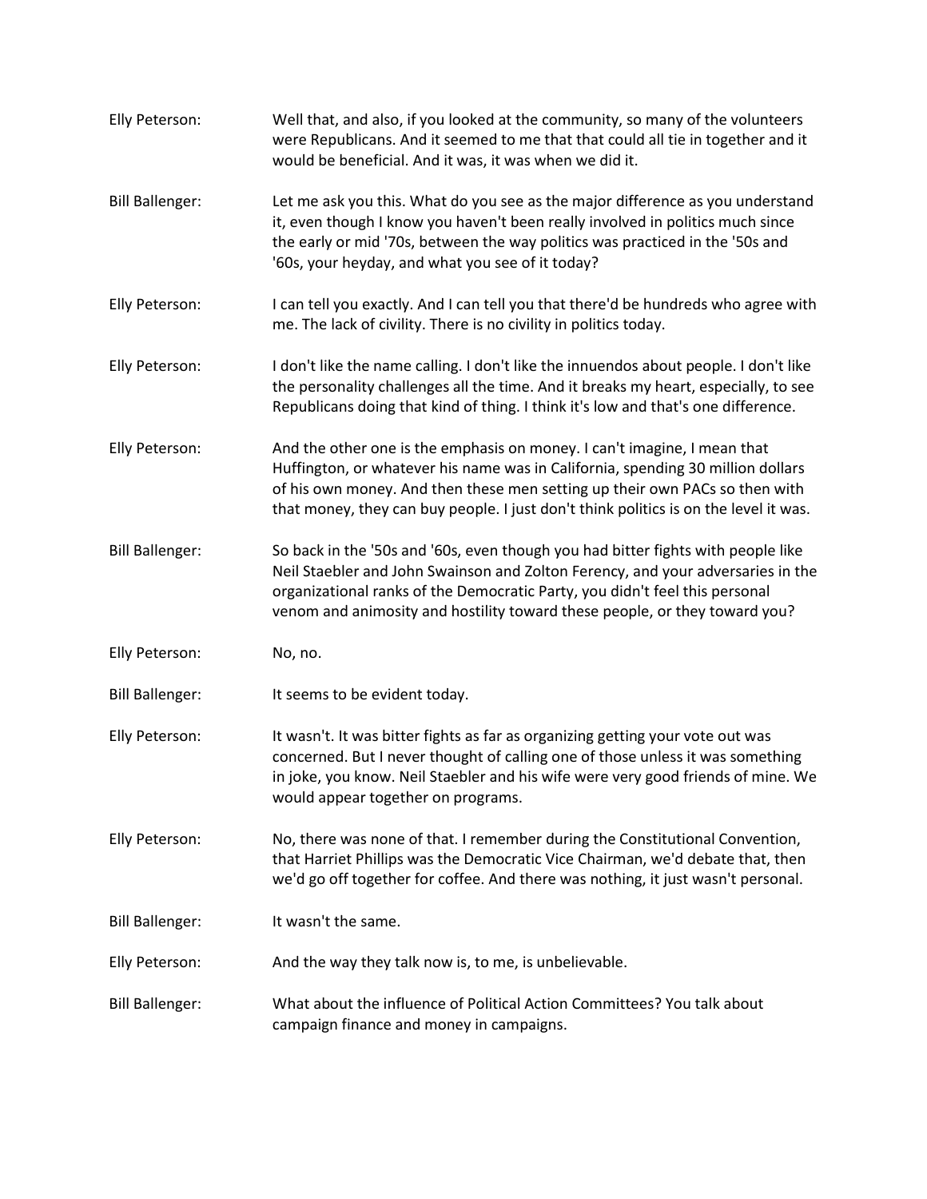Elly Peterson: Well that, and also, if you looked at the community, so many of the volunteers were Republicans. And it seemed to me that that could all tie in together and it would be beneficial. And it was, it was when we did it.

Bill Ballenger: Let me ask you this. What do you see as the major difference as you understand it, even though I know you haven't been really involved in politics much since the early or mid '70s, between the way politics was practiced in the '50s and '60s, your heyday, and what you see of it today?

Elly Peterson: I can tell you exactly. And I can tell you that there'd be hundreds who agree with me. The lack of civility. There is no civility in politics today.

Elly Peterson: I don't like the name calling. I don't like the innuendos about people. I don't like the personality challenges all the time. And it breaks my heart, especially, to see Republicans doing that kind of thing. I think it's low and that's one difference.

Elly Peterson: And the other one is the emphasis on money. I can't imagine, I mean that Huffington, or whatever his name was in California, spending 30 million dollars of his own money. And then these men setting up their own PACs so then with that money, they can buy people. I just don't think politics is on the level it was.

Bill Ballenger: So back in the '50s and '60s, even though you had bitter fights with people like Neil Staebler and John Swainson and Zolton Ferency, and your adversaries in the organizational ranks of the Democratic Party, you didn't feel this personal venom and animosity and hostility toward these people, or they toward you?

Elly Peterson: No, no.

Bill Ballenger: It seems to be evident today.

Elly Peterson: It wasn't. It was bitter fights as far as organizing getting your vote out was concerned. But I never thought of calling one of those unless it was something in joke, you know. Neil Staebler and his wife were very good friends of mine. We would appear together on programs.

Elly Peterson: No, there was none of that. I remember during the Constitutional Convention, that Harriet Phillips was the Democratic Vice Chairman, we'd debate that, then we'd go off together for coffee. And there was nothing, it just wasn't personal.

Bill Ballenger: It wasn't the same.

Elly Peterson: And the way they talk now is, to me, is unbelievable.

Bill Ballenger: What about the influence of Political Action Committees? You talk about campaign finance and money in campaigns.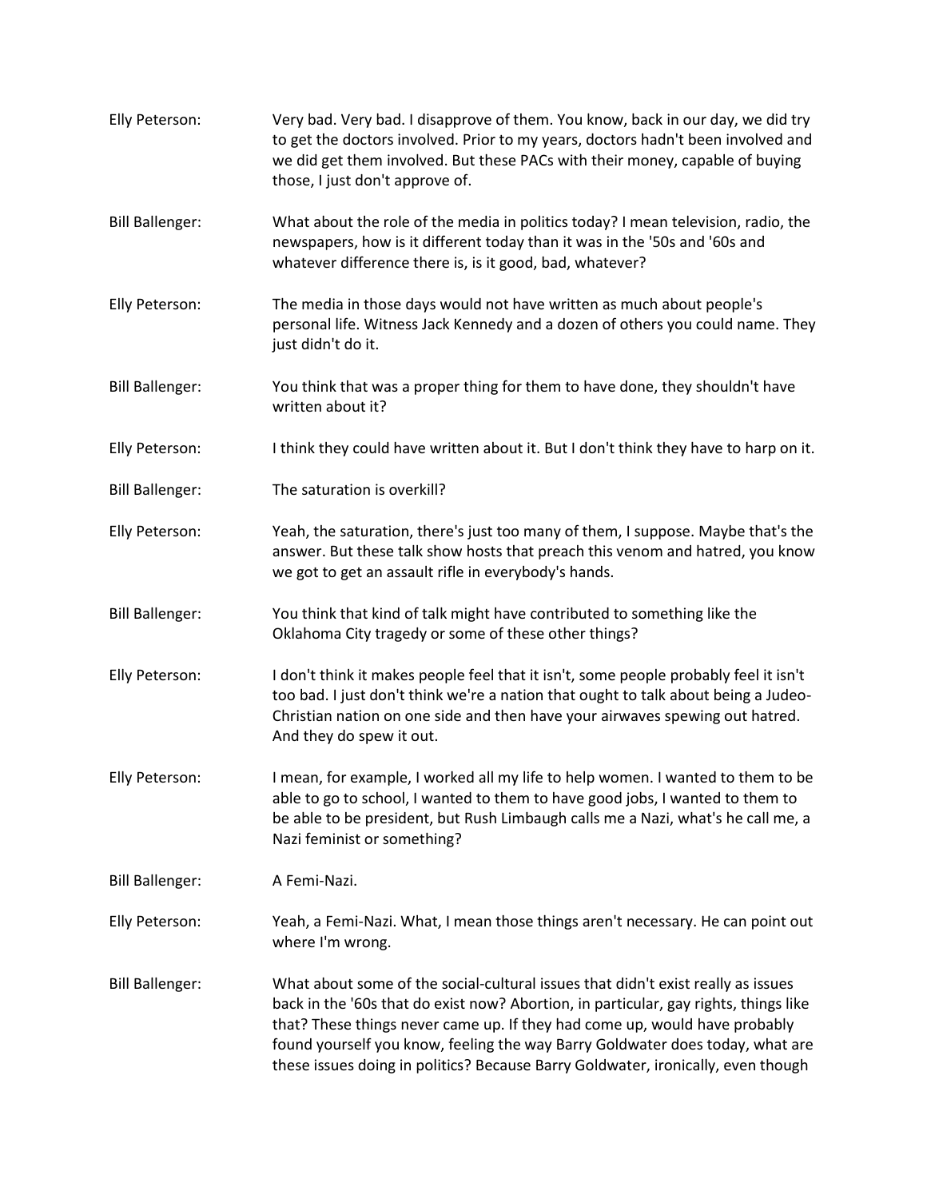**Elly Peterson:** Very bad. Very bad. I disapprove of them. You know, back in our day, we did try to get the doctors involved. Prior to my years, doctors hadn't been involved and we did get them involved. But these PACs with their money, capable of buying those, I just don't approve of.

**Bill Ballenger:** What about the role of the media in politics today? I mean television, radio, the newspapers, how is it different today than it was in the '50s and '60s and whatever difference there is, is it good, bad, whatever?

**Elly Peterson:** The media in those days would not have written as much about people's personal life. Witness Jack Kennedy and a dozen of others you could name. They just didn't do it.

**Bill Ballenger:** You think that was a proper thing for them to have done, they shouldn't have written about it?

**Elly Peterson:** I think they could have written about it. But I don't think they have to harp on it.

**Bill Ballenger:** The saturation is overkill?

**Elly Peterson:** Yeah, the saturation, there's just too many of them, I suppose. Maybe that's the answer. But these talk show hosts that preach this venom and hatred, you know we got to get an assault rifle in everybody's hands.

**Bill Ballenger:** You think that kind of talk might have contributed to something like the Oklahoma City tragedy or some of these other things?

**Elly Peterson:** I don't think it makes people feel that it isn't, some people probably feel it isn't too bad. I just don't think we're a nation that ought to talk about being a Judeo-Christian nation on one side and then have your airwaves spewing out hatred. And they do spew it out.

**Elly Peterson:** I mean, for example, I worked all my life to help women. I wanted to them to be able to go to school, I wanted to them to have good jobs, I wanted to them to be able to be president, but Rush Limbaugh calls me a Nazi, what's he call me, a Nazi feminist or something?

**Bill Ballenger:** A Femi-Nazi.

**Elly Peterson:** Yeah, a Femi-Nazi. What, I mean those things aren't necessary. He can point out where I'm wrong.

**Bill Ballenger:** What about some of the social-cultural issues that didn't exist really as issues back in the '60s that do exist now? Abortion, in particular, gay rights, things like that? These things never came up. If they had come up, would have probably found yourself you know, feeling the way Barry Goldwater does today, what are these issues doing in politics? Because Barry Goldwater, ironically, even though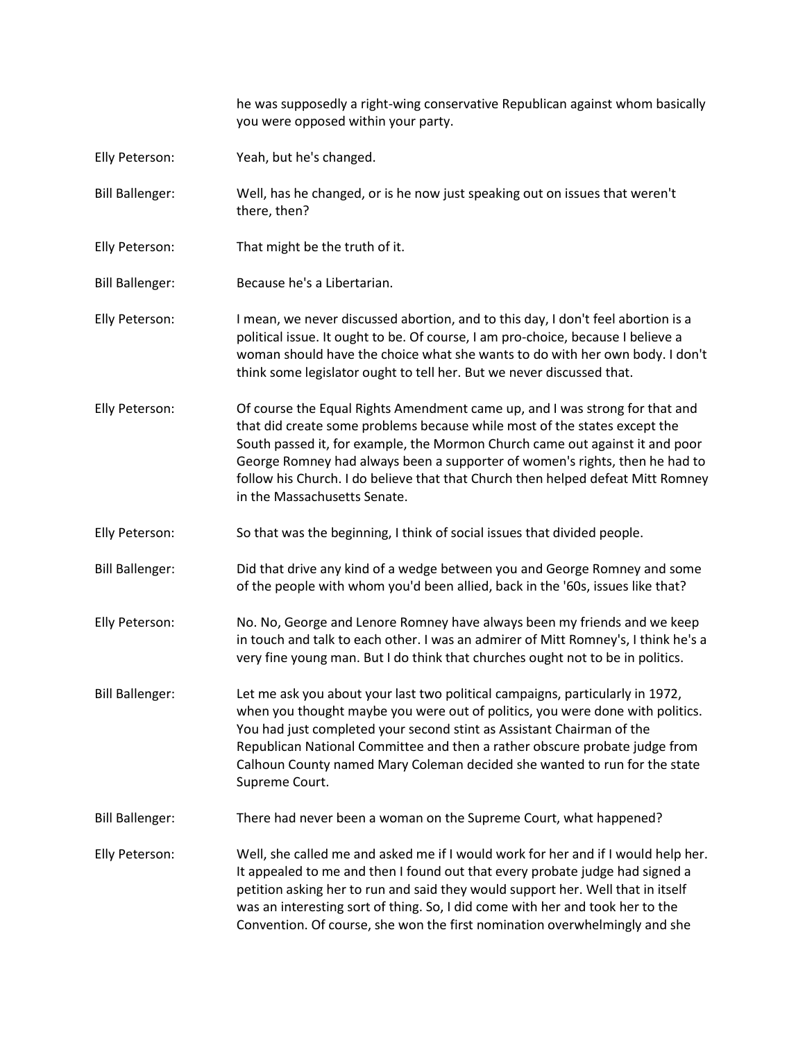he was supposedly a right-wing conservative Republican against whom basically you were opposed within your party.

Elly Peterson: Yeah, but he's changed.

Bill Ballenger: Well, has he changed, or is he now just speaking out on issues that weren't there, then?

Elly Peterson: That might be the truth of it.

Bill Ballenger: Because he's a Libertarian.

Elly Peterson: I mean, we never discussed abortion, and to this day, I don't feel abortion is a political issue. It ought to be. Of course, I am pro-choice, because I believe a woman should have the choice what she wants to do with her own body. I don't think some legislator ought to tell her. But we never discussed that.

Elly Peterson: Of course the Equal Rights Amendment came up, and I was strong for that and that did create some problems because while most of the states except the South passed it, for example, the Mormon Church came out against it and poor George Romney had always been a supporter of women's rights, then he had to follow his Church. I do believe that that Church then helped defeat Mitt Romney in the Massachusetts Senate.

Elly Peterson: So that was the beginning, I think of social issues that divided people.

Bill Ballenger: Did that drive any kind of a wedge between you and George Romney and some of the people with whom you'd been allied, back in the '60s, issues like that?

Elly Peterson: No. No, George and Lenore Romney have always been my friends and we keep in touch and talk to each other. I was an admirer of Mitt Romney's, I think he's a very fine young man. But I do think that churches ought not to be in politics.

Bill Ballenger: Let me ask you about your last two political campaigns, particularly in 1972, when you thought maybe you were out of politics, you were done with politics. You had just completed your second stint as Assistant Chairman of the Republican National Committee and then a rather obscure probate judge from Calhoun County named Mary Coleman decided she wanted to run for the state Supreme Court.

Bill Ballenger: There had never been a woman on the Supreme Court, what happened?

Elly Peterson: Well, she called me and asked me if I would work for her and if I would help her. It appealed to me and then I found out that every probate judge had signed a petition asking her to run and said they would support her. Well that in itself was an interesting sort of thing. So, I did come with her and took her to the Convention. Of course, she won the first nomination overwhelmingly and she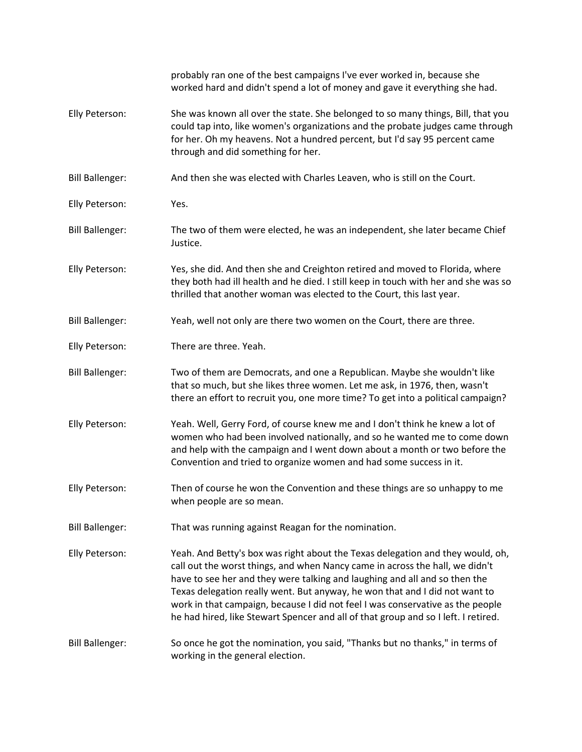probably ran one of the best campaigns I've ever worked in, because she worked hard and didn't spend a lot of money and gave it everything she had.

Elly Peterson: She was known all over the state. She belonged to so many things, Bill, that you could tap into, like women's organizations and the probate judges came through for her. Oh my heavens. Not a hundred percent, but I'd say 95 percent came through and did something for her.

Bill Ballenger: And then she was elected with Charles Leaven, who is still on the Court.

Elly Peterson: Yes.

Bill Ballenger: The two of them were elected, he was an independent, she later became Chief Justice.

Elly Peterson: Yes, she did. And then she and Creighton retired and moved to Florida, where they both had ill health and he died. I still keep in touch with her and she was so thrilled that another woman was elected to the Court, this last year.

Bill Ballenger: Yeah, well not only are there two women on the Court, there are three.

Elly Peterson: There are three. Yeah.

Bill Ballenger: Two of them are Democrats, and one a Republican. Maybe she wouldn't like that so much, but she likes three women. Let me ask, in 1976, then, wasn't there an effort to recruit you, one more time? To get into a political campaign?

Elly Peterson: Yeah. Well, Gerry Ford, of course knew me and I don't think he knew a lot of women who had been involved nationally, and so he wanted me to come down and help with the campaign and I went down about a month or two before the Convention and tried to organize women and had some success in it.

Elly Peterson: Then of course he won the Convention and these things are so unhappy to me when people are so mean.

Bill Ballenger: That was running against Reagan for the nomination.

Elly Peterson: Yeah. And Betty's box was right about the Texas delegation and they would, oh, call out the worst things, and when Nancy came in across the hall, we didn't have to see her and they were talking and laughing and all and so then the Texas delegation really went. But anyway, he won that and I did not want to work in that campaign, because I did not feel I was conservative as the people he had hired, like Stewart Spencer and all of that group and so I left. I retired.

Bill Ballenger: So once he got the nomination, you said, "Thanks but no thanks," in terms of working in the general election.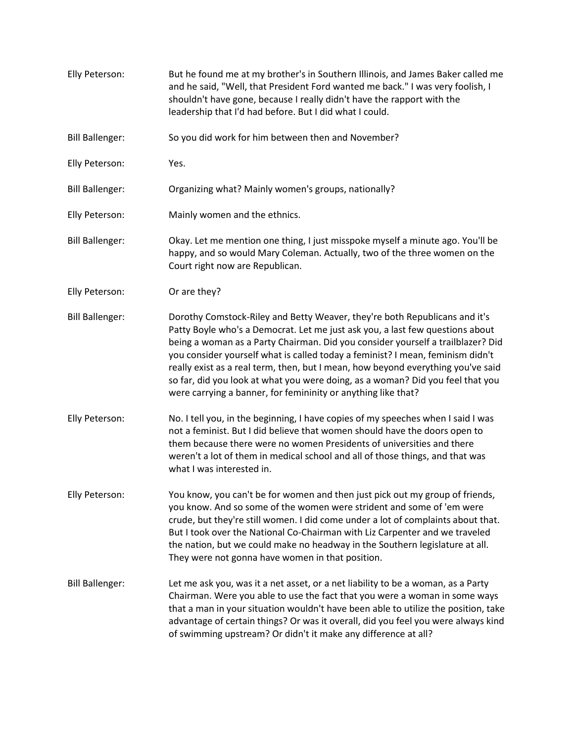Elly Peterson: But he found me at my brother's in Southern Illinois, and James Baker called me and he said, "Well, that President Ford wanted me back." I was very foolish, I shouldn't have gone, because I really didn't have the rapport with the leadership that I'd had before. But I did what I could.

Bill Ballenger: So you did work for him between then and November?

Elly Peterson: Yes.

Bill Ballenger: Organizing what? Mainly women's groups, nationally?

Elly Peterson: Mainly women and the ethnics.

Bill Ballenger: Okay. Let me mention one thing, I just misspoke myself a minute ago. You'll be happy, and so would Mary Coleman. Actually, two of the three women on the Court right now are Republican.

Elly Peterson: Or are they?

Bill Ballenger: Dorothy Comstock-Riley and Betty Weaver, they're both Republicans and it's Patty Boyle who's a Democrat. Let me just ask you, a last few questions about being a woman as a Party Chairman. Did you consider yourself a trailblazer? Did you consider yourself what is called today a feminist? I mean, feminism didn't really exist as a real term, then, but I mean, how beyond everything you've said so far, did you look at what you were doing, as a woman? Did you feel that you were carrying a banner, for femininity or anything like that?

Elly Peterson: No. I tell you, in the beginning, I have copies of my speeches when I said I was not a feminist. But I did believe that women should have the doors open to them because there were no women Presidents of universities and there weren't a lot of them in medical school and all of those things, and that was what I was interested in.

Elly Peterson: You know, you can't be for women and then just pick out my group of friends, you know. And so some of the women were strident and some of 'em were crude, but they're still women. I did come under a lot of complaints about that. But I took over the National Co-Chairman with Liz Carpenter and we traveled the nation, but we could make no headway in the Southern legislature at all. They were not gonna have women in that position.

Bill Ballenger: Let me ask you, was it a net asset, or a net liability to be a woman, as a Party Chairman. Were you able to use the fact that you were a woman in some ways that a man in your situation wouldn't have been able to utilize the position, take advantage of certain things? Or was it overall, did you feel you were always kind of swimming upstream? Or didn't it make any difference at all?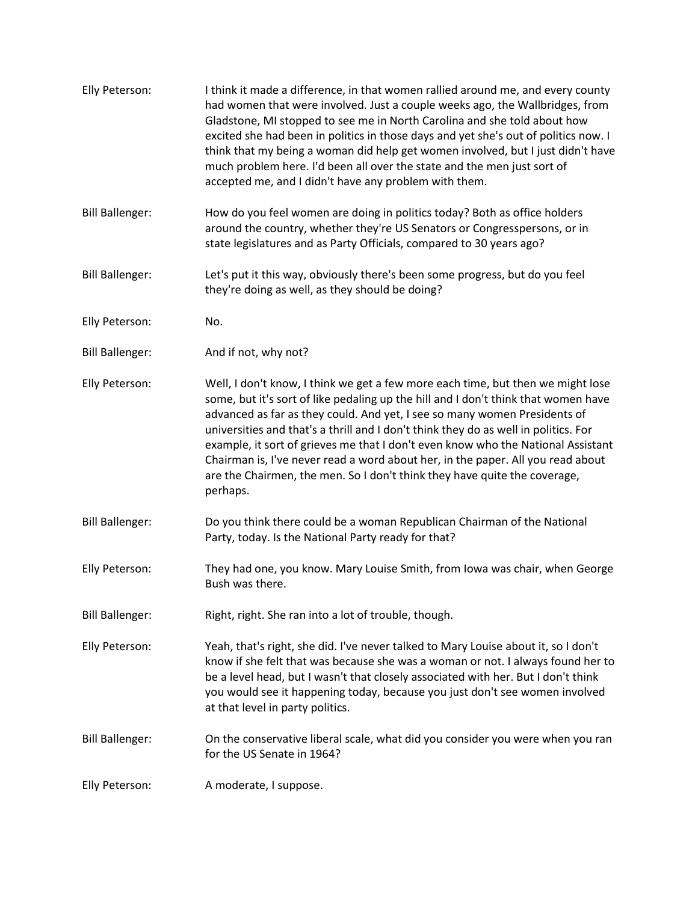Elly Peterson: I think it made a difference, in that women rallied around me, and every county had women that were involved. Just a couple weeks ago, the Wallbridges, from Gladstone, MI stopped to see me in North Carolina and she told about how excited she had been in politics in those days and yet she's out of politics now. I think that my being a woman did help get women involved, but I just didn't have much problem here. I'd been all over the state and the men just sort of accepted me, and I didn't have any problem with them.

Bill Ballenger: How do you feel women are doing in politics today? Both as office holders around the country, whether they're US Senators or Congresspersons, or in state legislatures and as Party Officials, compared to 30 years ago?

Bill Ballenger: Let's put it this way, obviously there's been some progress, but do you feel they're doing as well, as they should be doing?

Elly Peterson: No.

Bill Ballenger: And if not, why not?

Elly Peterson: Well, I don't know, I think we get a few more each time, but then we might lose some, but it's sort of like pedaling up the hill and I don't think that women have advanced as far as they could. And yet, I see so many women Presidents of universities and that's a thrill and I don't think they do as well in politics. For example, it sort of grieves me that I don't even know who the National Assistant Chairman is, I've never read a word about her, in the paper. All you read about are the Chairmen, the men. So I don't think they have quite the coverage, perhaps.

Bill Ballenger: Do you think there could be a woman Republican Chairman of the National Party, today. Is the National Party ready for that?

Elly Peterson: They had one, you know. Mary Louise Smith, from Iowa was chair, when George Bush was there.

Bill Ballenger: Right, right. She ran into a lot of trouble, though.

Elly Peterson: Yeah, that's right, she did. I've never talked to Mary Louise about it, so I don't know if she felt that was because she was a woman or not. I always found her to be a level head, but I wasn't that closely associated with her. But I don't think you would see it happening today, because you just don't see women involved at that level in party politics.

Bill Ballenger: On the conservative liberal scale, what did you consider you were when you ran for the US Senate in 1964?

Elly Peterson: A moderate, I suppose.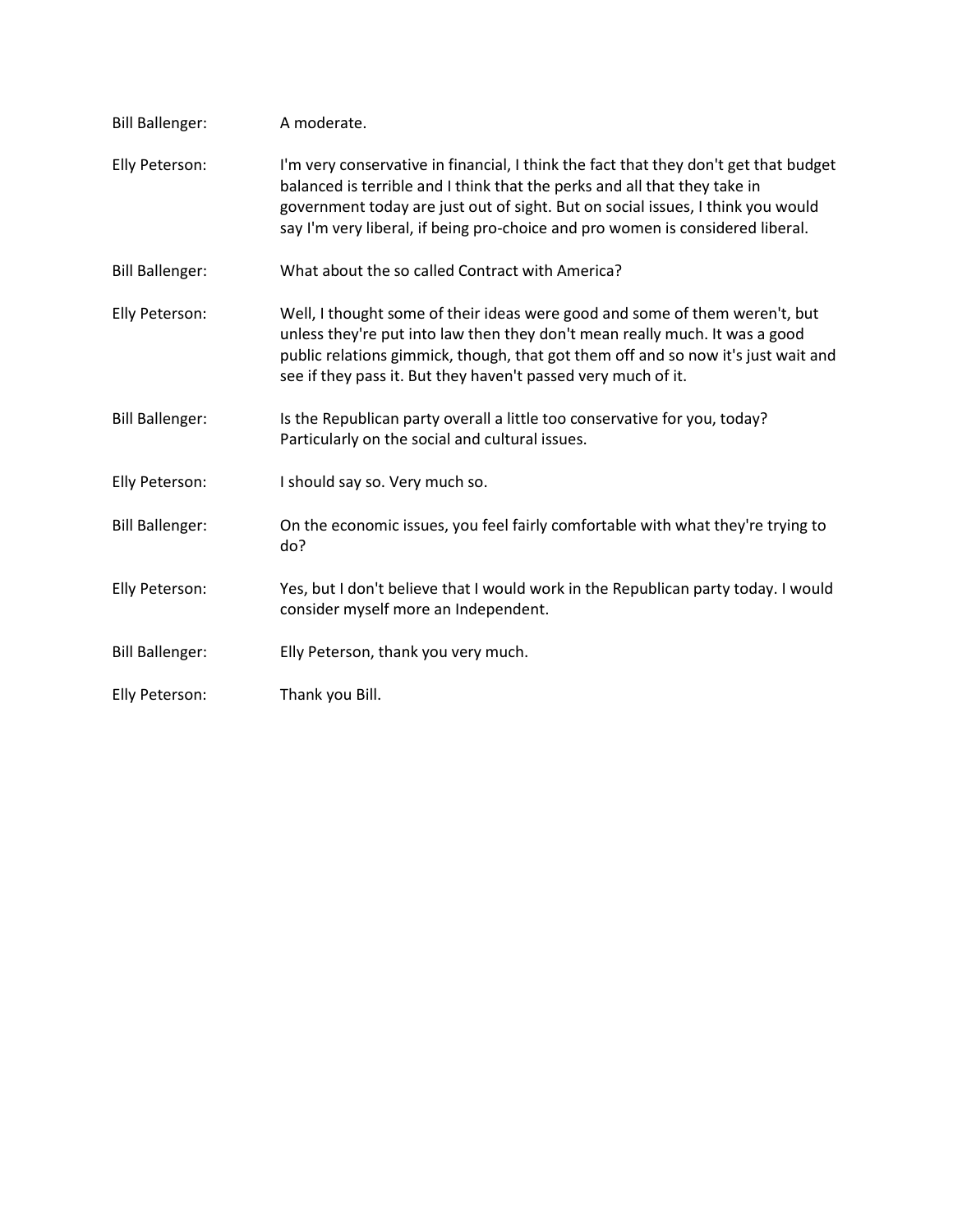Bill Ballenger: A moderate.

Elly Peterson: I'm very conservative in financial, I think the fact that they don't get that budget balanced is terrible and I think that the perks and all that they take in government today are just out of sight. But on social issues, I think you would say I'm very liberal, if being pro-choice and pro women is considered liberal.

Bill Ballenger: What about the so called Contract with America?

Elly Peterson: Well, I thought some of their ideas were good and some of them weren't, but unless they're put into law then they don't mean really much. It was a good public relations gimmick, though, that got them off and so now it's just wait and see if they pass it. But they haven't passed very much of it.

Bill Ballenger: Is the Republican party overall a little too conservative for you, today? Particularly on the social and cultural issues.

Elly Peterson: I should say so. Very much so.

Bill Ballenger: On the economic issues, you feel fairly comfortable with what they're trying to do?

Elly Peterson: Yes, but I don't believe that I would work in the Republican party today. I would consider myself more an Independent.

Bill Ballenger: Elly Peterson, thank you very much.

Elly Peterson: Thank you Bill.